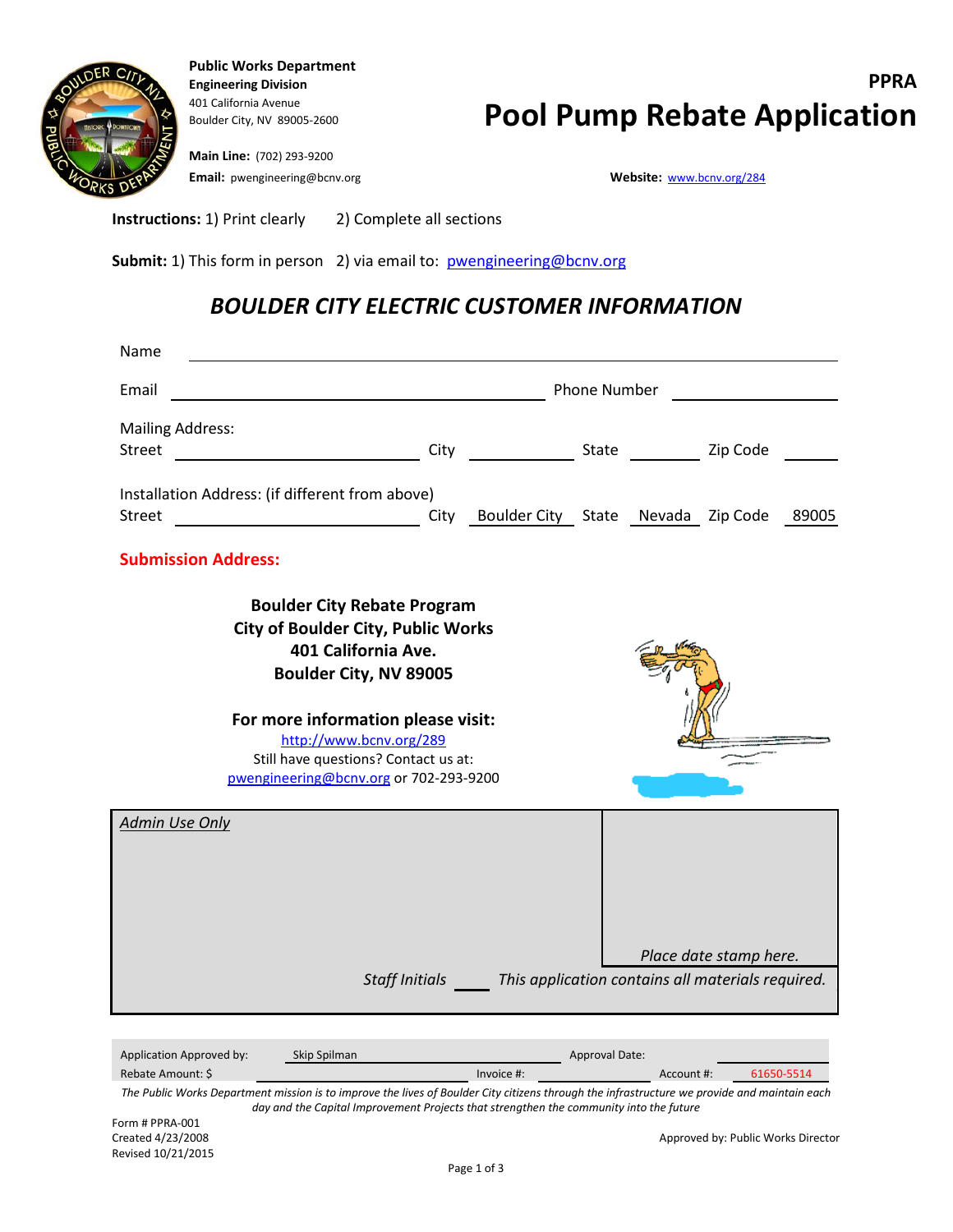**Public Works Department**
**Engineering Division**
401 California Avenue
Boulder City, NV 89005-2600

**Main Line:** (702) 293-9200
**Email:** pwengineering@bcnv.org

# PPRA
# Pool Pump Rebate Application

**Website:** www.bcnv.org/284

**Instructions:** 1) Print clearly 2) Complete all sections

**Submit:** 1) This form in person 2) via email to: pwengineering@bcnv.org

## *BOULDER CITY ELECTRIC CUSTOMER INFORMATION*

Name ______________________________

Email ______________________ Phone Number ______________

Mailing Address:
Street ______________ City ______________ State ______ Zip Code ______

Installation Address: (if different from above)
Street ______________ City Boulder City State Nevada Zip Code 89005

**Submission Address:**

**Boulder City Rebate Program**
**City of Boulder City, Public Works**
**401 California Ave.**
**Boulder City, NV 89005**

**For more information please visit:**
http://www.bcnv.org/289
Still have questions? Contact us at:
pwengineering@bcnv.org or 702-293-9200

*Admin Use Only*

*Place date stamp here.*

*Staff Initials* ____ *This application contains all materials required.*

| Application Approved by: | Skip Spilman | | Approval Date: | |
|---|---|---|---|---|
| Rebate Amount: $ | | Invoice #: | Account #: | 61650-5514 |

*The Public Works Department mission is to improve the lives of Boulder City citizens through the infrastructure we provide and maintain each day and the Capital Improvement Projects that strengthen the community into the future*

Form # PPRA-001
Created 4/23/2008
Revised 10/21/2015

Approved by: Public Works Director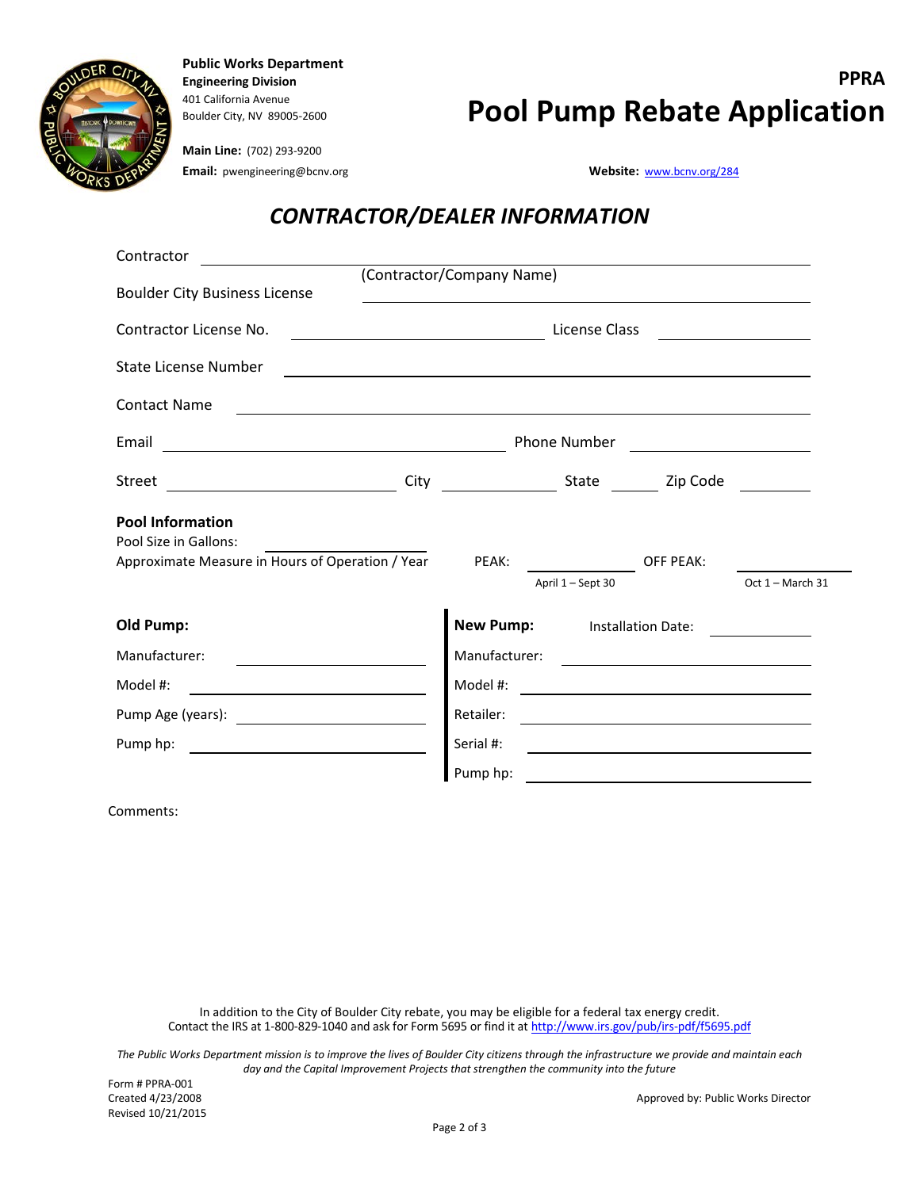**Public Works Department**
**Engineering Division**
401 California Avenue
Boulder City, NV 89005-2600

**Main Line:** (702) 293-9200
**Email:** pwengineering@bcnv.org

**PPRA**

# Pool Pump Rebate Application

**Website:** www.bcnv.org/284

## *CONTRACTOR/DEALER INFORMATION*

Contractor ______________________________
(Contractor/Company Name)

Boulder City Business License ______________________________

Contractor License No. ______________________ License Class ____________

State License Number ______________________________

Contact Name ______________________________

Email ______________________ Phone Number ____________

Street ______________ City ____________ State ______ Zip Code ________

**Pool Information**

Pool Size in Gallons: ____________

Approximate Measure in Hours of Operation / Year PEAK: ____________ (April 1 – Sept 30) OFF PEAK: ____________ (Oct 1 – March 31)

| **Old Pump:** | **New Pump:** Installation Date: ____________ |
|---|---|
| Manufacturer: ____________ | Manufacturer: ____________ |
| Model #: ____________ | Model #: ____________ |
| Pump Age (years): ____________ | Retailer: ____________ |
| Pump hp: ____________ | Serial #: ____________ |
| | Pump hp: ____________ |

Comments:

In addition to the City of Boulder City rebate, you may be eligible for a federal tax energy credit. Contact the IRS at 1-800-829-1040 and ask for Form 5695 or find it at http://www.irs.gov/pub/irs-pdf/f5695.pdf

*The Public Works Department mission is to improve the lives of Boulder City citizens through the infrastructure we provide and maintain each day and the Capital Improvement Projects that strengthen the community into the future*

Form # PPRA-001
Created 4/23/2008
Revised 10/21/2015

Approved by: Public Works Director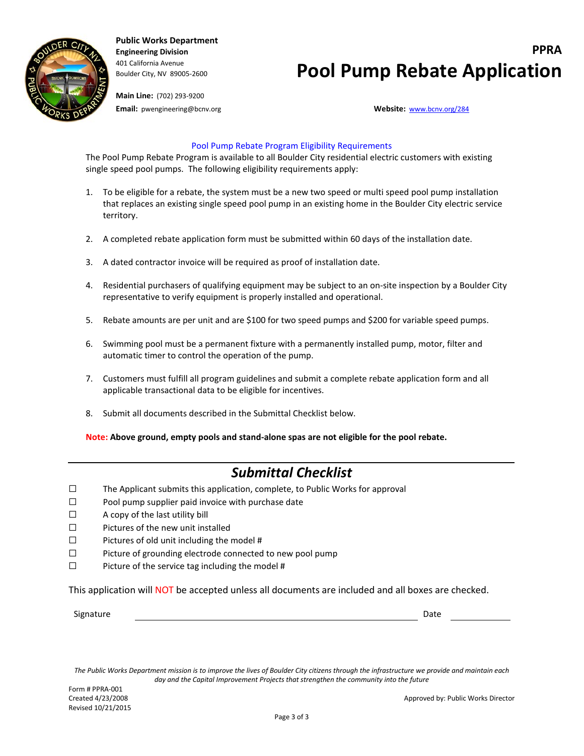**Public Works Department**
**Engineering Division**
401 California Avenue
Boulder City, NV 89005-2600

**Main Line:** (702) 293-9200
**Email:** pwengineering@bcnv.org

**PPRA**

# Pool Pump Rebate Application

**Website:** www.bcnv.org/284

## Pool Pump Rebate Program Eligibility Requirements

The Pool Pump Rebate Program is available to all Boulder City residential electric customers with existing single speed pool pumps. The following eligibility requirements apply:

1. To be eligible for a rebate, the system must be a new two speed or multi speed pool pump installation that replaces an existing single speed pool pump in an existing home in the Boulder City electric service territory.
2. A completed rebate application form must be submitted within 60 days of the installation date.
3. A dated contractor invoice will be required as proof of installation date.
4. Residential purchasers of qualifying equipment may be subject to an on-site inspection by a Boulder City representative to verify equipment is properly installed and operational.
5. Rebate amounts are per unit and are $100 for two speed pumps and $200 for variable speed pumps.
6. Swimming pool must be a permanent fixture with a permanently installed pump, motor, filter and automatic timer to control the operation of the pump.
7. Customers must fulfill all program guidelines and submit a complete rebate application form and all applicable transactional data to be eligible for incentives.
8. Submit all documents described in the Submittal Checklist below.

**Note: Above ground, empty pools and stand-alone spas are not eligible for the pool rebate.**

## *Submittal Checklist*

- ☐ The Applicant submits this application, complete, to Public Works for approval
- ☐ Pool pump supplier paid invoice with purchase date
- ☐ A copy of the last utility bill
- ☐ Pictures of the new unit installed
- ☐ Pictures of old unit including the model #
- ☐ Picture of grounding electrode connected to new pool pump
- ☐ Picture of the service tag including the model #

This application will NOT be accepted unless all documents are included and all boxes are checked.

Signature ______________________________ Date ____________

*The Public Works Department mission is to improve the lives of Boulder City citizens through the infrastructure we provide and maintain each day and the Capital Improvement Projects that strengthen the community into the future*

Form # PPRA-001
Created 4/23/2008
Revised 10/21/2015

Approved by: Public Works Director